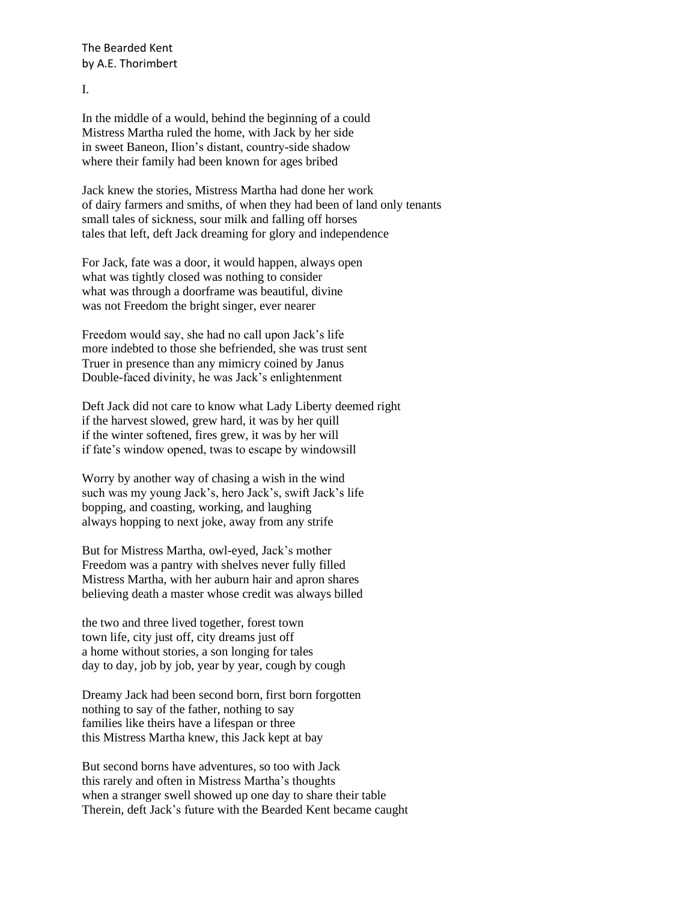# The Bearded Kent
by A.E. Thorimbert

## I.

In the middle of a would, behind the beginning of a could
Mistress Martha ruled the home, with Jack by her side
in sweet Baneon, Ilion's distant, country-side shadow
where their family had been known for ages bribed

Jack knew the stories, Mistress Martha had done her work
of dairy farmers and smiths, of when they had been of land only tenants
small tales of sickness, sour milk and falling off horses
tales that left, deft Jack dreaming for glory and independence

For Jack, fate was a door, it would happen, always open
what was tightly closed was nothing to consider
what was through a doorframe was beautiful, divine
was not Freedom the bright singer, ever nearer

Freedom would say, she had no call upon Jack's life
more indebted to those she befriended, she was trust sent
Truer in presence than any mimicry coined by Janus
Double-faced divinity, he was Jack's enlightenment

Deft Jack did not care to know what Lady Liberty deemed right
if the harvest slowed, grew hard, it was by her quill
if the winter softened, fires grew, it was by her will
if fate's window opened, twas to escape by windowsill

Worry by another way of chasing a wish in the wind
such was my young Jack's, hero Jack's, swift Jack's life
bopping, and coasting, working, and laughing
always hopping to next joke, away from any strife

But for Mistress Martha, owl-eyed, Jack's mother
Freedom was a pantry with shelves never fully filled
Mistress Martha, with her auburn hair and apron shares
believing death a master whose credit was always billed

the two and three lived together, forest town
town life, city just off, city dreams just off
a home without stories, a son longing for tales
day to day, job by job, year by year, cough by cough

Dreamy Jack had been second born, first born forgotten
nothing to say of the father, nothing to say
families like theirs have a lifespan or three
this Mistress Martha knew, this Jack kept at bay

But second borns have adventures, so too with Jack
this rarely and often in Mistress Martha's thoughts
when a stranger swell showed up one day to share their table
Therein, deft Jack's future with the Bearded Kent became caught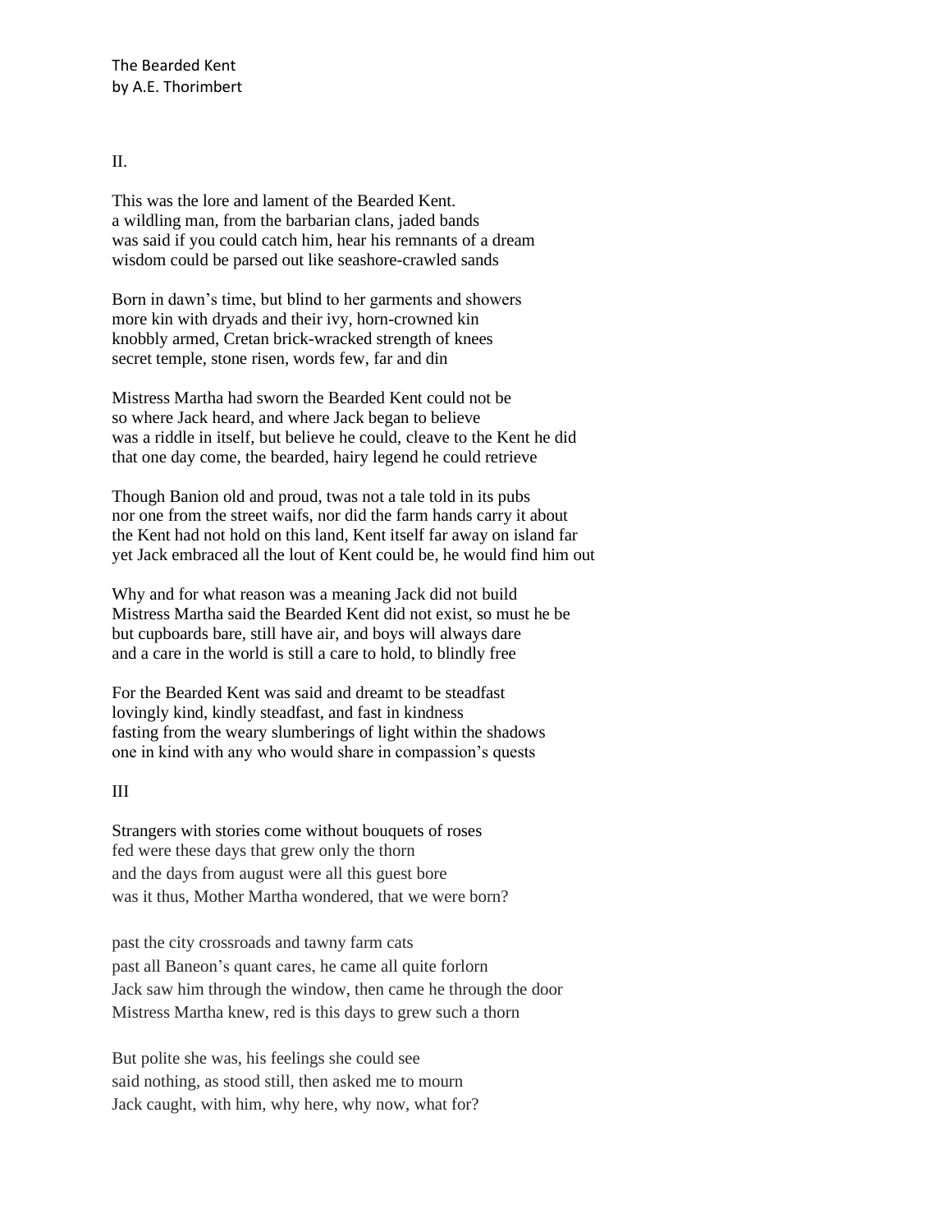The Bearded Kent
by A.E. Thorimbert

II.

This was the lore and lament of the Bearded Kent.
a wildling man, from the barbarian clans, jaded bands
was said if you could catch him, hear his remnants of a dream
wisdom could be parsed out like seashore-crawled sands

Born in dawn's time, but blind to her garments and showers
more kin with dryads and their ivy, horn-crowned kin
knobbly armed, Cretan brick-wracked strength of knees
secret temple, stone risen, words few, far and din

Mistress Martha had sworn the Bearded Kent could not be
so where Jack heard, and where Jack began to believe
was a riddle in itself, but believe he could, cleave to the Kent he did
that one day come, the bearded, hairy legend he could retrieve

Though Banion old and proud, twas not a tale told in its pubs
nor one from the street waifs, nor did the farm hands carry it about
the Kent had not hold on this land, Kent itself far away on island far
yet Jack embraced all the lout of Kent could be, he would find him out

Why and for what reason was a meaning Jack did not build
Mistress Martha said the Bearded Kent did not exist, so must he be
but cupboards bare, still have air, and boys will always dare
and a care in the world is still a care to hold, to blindly free

For the Bearded Kent was said and dreamt to be steadfast
lovingly kind, kindly steadfast, and fast in kindness
fasting from the weary slumberings of light within the shadows
one in kind with any who would share in compassion's quests

III

Strangers with stories come without bouquets of roses
fed were these days that grew only the thorn
and the days from august were all this guest bore
was it thus, Mother Martha wondered, that we were born?

past the city crossroads and tawny farm cats
past all Baneon's quant cares, he came all quite forlorn
Jack saw him through the window, then came he through the door
Mistress Martha knew, red is this days to grew such a thorn

But polite she was, his feelings she could see
said nothing, as stood still, then asked me to mourn
Jack caught, with him, why here, why now, what for?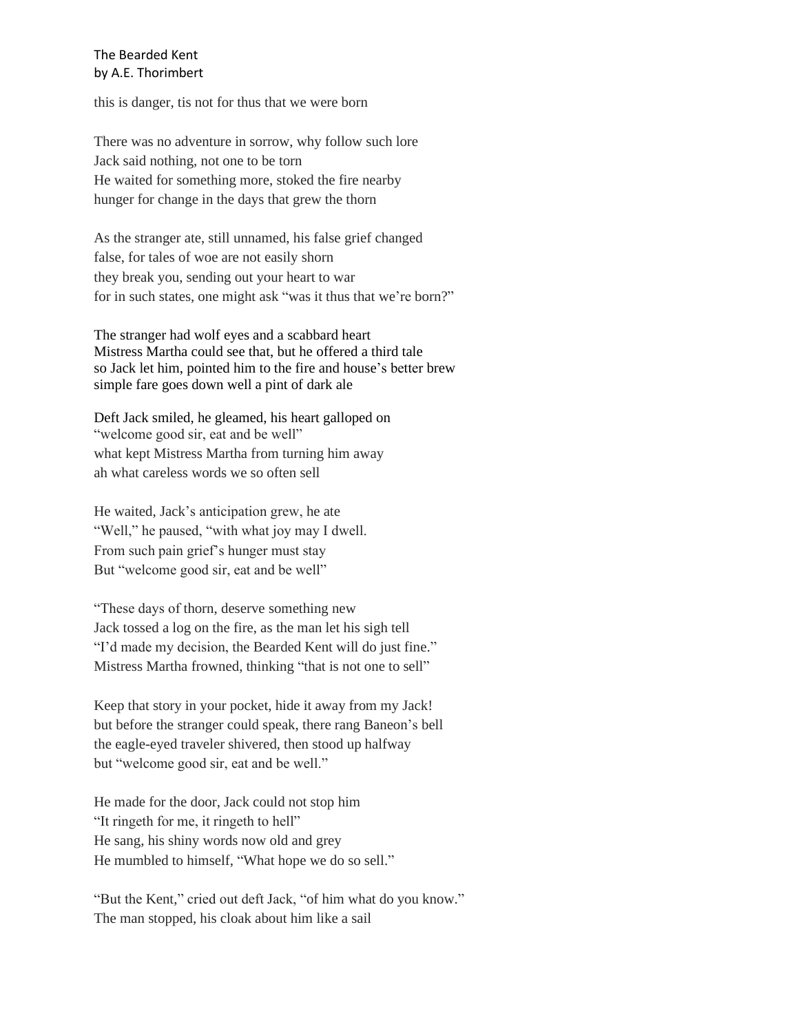The Bearded Kent
by A.E. Thorimbert

this is danger, tis not for thus that we were born

There was no adventure in sorrow, why follow such lore
Jack said nothing, not one to be torn
He waited for something more, stoked the fire nearby
hunger for change in the days that grew the thorn

As the stranger ate, still unnamed, his false grief changed
false, for tales of woe are not easily shorn
they break you, sending out your heart to war
for in such states, one might ask "was it thus that we're born?"

The stranger had wolf eyes and a scabbard heart
Mistress Martha could see that, but he offered a third tale
so Jack let him, pointed him to the fire and house's better brew
simple fare goes down well a pint of dark ale

Deft Jack smiled, he gleamed, his heart galloped on
"welcome good sir, eat and be well"
what kept Mistress Martha from turning him away
ah what careless words we so often sell

He waited, Jack's anticipation grew, he ate
"Well," he paused, "with what joy may I dwell.
From such pain grief's hunger must stay
But "welcome good sir, eat and be well"

"These days of thorn, deserve something new
Jack tossed a log on the fire, as the man let his sigh tell
"I'd made my decision, the Bearded Kent will do just fine."
Mistress Martha frowned, thinking "that is not one to sell"

Keep that story in your pocket, hide it away from my Jack!
but before the stranger could speak, there rang Baneon's bell
the eagle-eyed traveler shivered, then stood up halfway
but "welcome good sir, eat and be well."

He made for the door, Jack could not stop him
"It ringeth for me, it ringeth to hell"
He sang, his shiny words now old and grey
He mumbled to himself, "What hope we do so sell."

"But the Kent," cried out deft Jack, "of him what do you know."
The man stopped, his cloak about him like a sail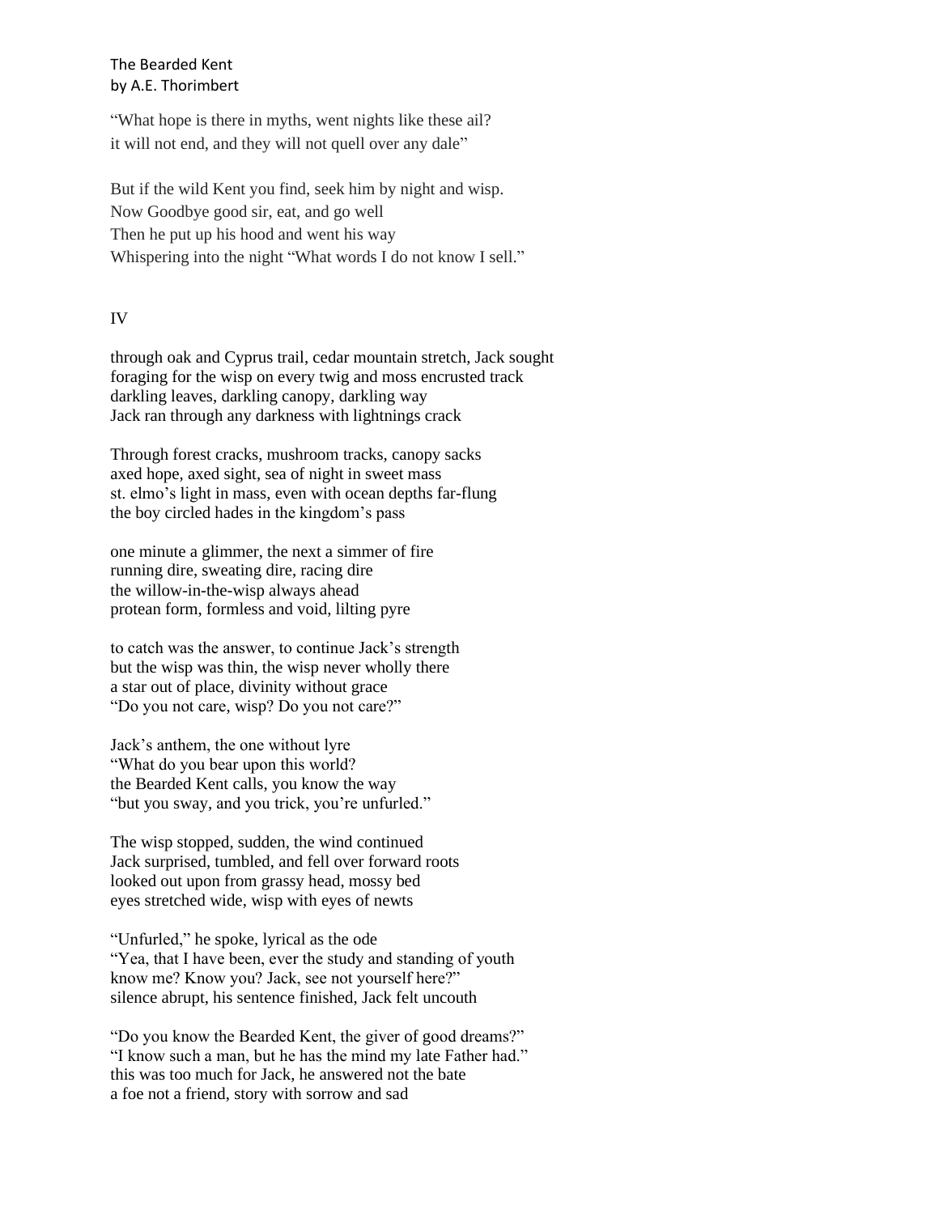"What hope is there in myths, went nights like these ail?
it will not end, and they will not quell over any dale"

But if the wild Kent you find, seek him by night and wisp.
Now Goodbye good sir, eat, and go well
Then he put up his hood and went his way
Whispering into the night "What words I do not know I sell."

IV

through oak and Cyprus trail, cedar mountain stretch, Jack sought
foraging for the wisp on every twig and moss encrusted track
darkling leaves, darkling canopy, darkling way
Jack ran through any darkness with lightnings crack

Through forest cracks, mushroom tracks, canopy sacks
axed hope, axed sight, sea of night in sweet mass
st. elmo's light in mass, even with ocean depths far-flung
the boy circled hades in the kingdom's pass

one minute a glimmer, the next a simmer of fire
running dire, sweating dire, racing dire
the willow-in-the-wisp always ahead
protean form, formless and void, lilting pyre

to catch was the answer, to continue Jack's strength
but the wisp was thin, the wisp never wholly there
a star out of place, divinity without grace
"Do you not care, wisp? Do you not care?"

Jack's anthem, the one without lyre
"What do you bear upon this world?
the Bearded Kent calls, you know the way
"but you sway, and you trick, you're unfurled."

The wisp stopped, sudden, the wind continued
Jack surprised, tumbled, and fell over forward roots
looked out upon from grassy head, mossy bed
eyes stretched wide, wisp with eyes of newts

"Unfurled," he spoke, lyrical as the ode
"Yea, that I have been, ever the study and standing of youth
know me? Know you? Jack, see not yourself here?"
silence abrupt, his sentence finished, Jack felt uncouth

"Do you know the Bearded Kent, the giver of good dreams?"
"I know such a man, but he has the mind my late Father had."
this was too much for Jack, he answered not the bate
a foe not a friend, story with sorrow and sad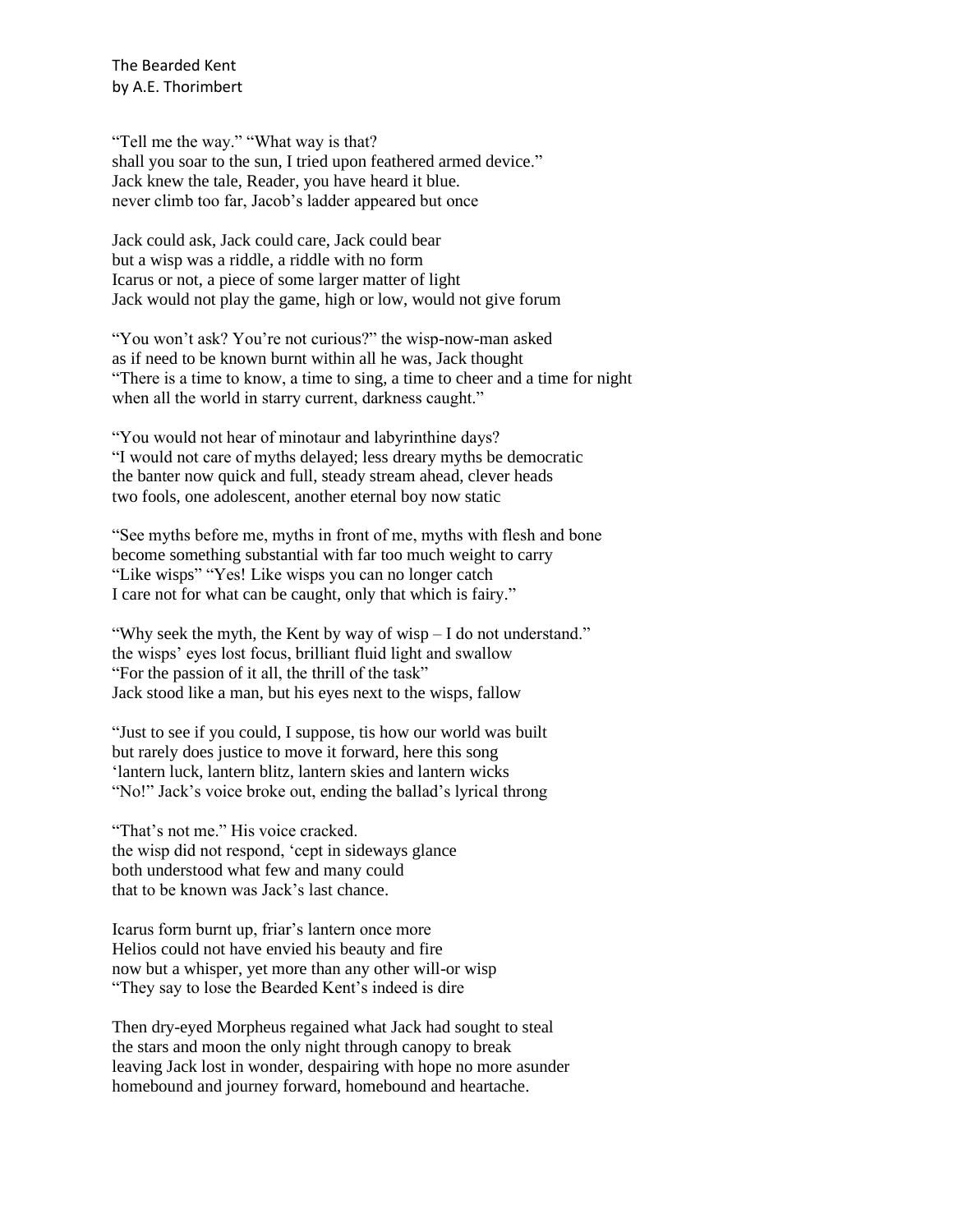The Bearded Kent
by A.E. Thorimbert

"Tell me the way." "What way is that?
shall you soar to the sun, I tried upon feathered armed device."
Jack knew the tale, Reader, you have heard it blue.
never climb too far, Jacob's ladder appeared but once

Jack could ask, Jack could care, Jack could bear
but a wisp was a riddle, a riddle with no form
Icarus or not, a piece of some larger matter of light
Jack would not play the game, high or low, would not give forum

"You won't ask? You're not curious?" the wisp-now-man asked
as if need to be known burnt within all he was, Jack thought
"There is a time to know, a time to sing, a time to cheer and a time for night
when all the world in starry current, darkness caught."

"You would not hear of minotaur and labyrinthine days?
"I would not care of myths delayed; less dreary myths be democratic
the banter now quick and full, steady stream ahead, clever heads
two fools, one adolescent, another eternal boy now static

"See myths before me, myths in front of me, myths with flesh and bone
become something substantial with far too much weight to carry
"Like wisps" "Yes! Like wisps you can no longer catch
I care not for what can be caught, only that which is fairy."

"Why seek the myth, the Kent by way of wisp – I do not understand."
the wisps' eyes lost focus, brilliant fluid light and swallow
"For the passion of it all, the thrill of the task"
Jack stood like a man, but his eyes next to the wisps, fallow

"Just to see if you could, I suppose, tis how our world was built
but rarely does justice to move it forward, here this song
'lantern luck, lantern blitz, lantern skies and lantern wicks
"No!" Jack's voice broke out, ending the ballad's lyrical throng

"That's not me." His voice cracked.
the wisp did not respond, 'cept in sideways glance
both understood what few and many could
that to be known was Jack's last chance.

Icarus form burnt up, friar's lantern once more
Helios could not have envied his beauty and fire
now but a whisper, yet more than any other will-or wisp
"They say to lose the Bearded Kent's indeed is dire

Then dry-eyed Morpheus regained what Jack had sought to steal
the stars and moon the only night through canopy to break
leaving Jack lost in wonder, despairing with hope no more asunder
homebound and journey forward, homebound and heartache.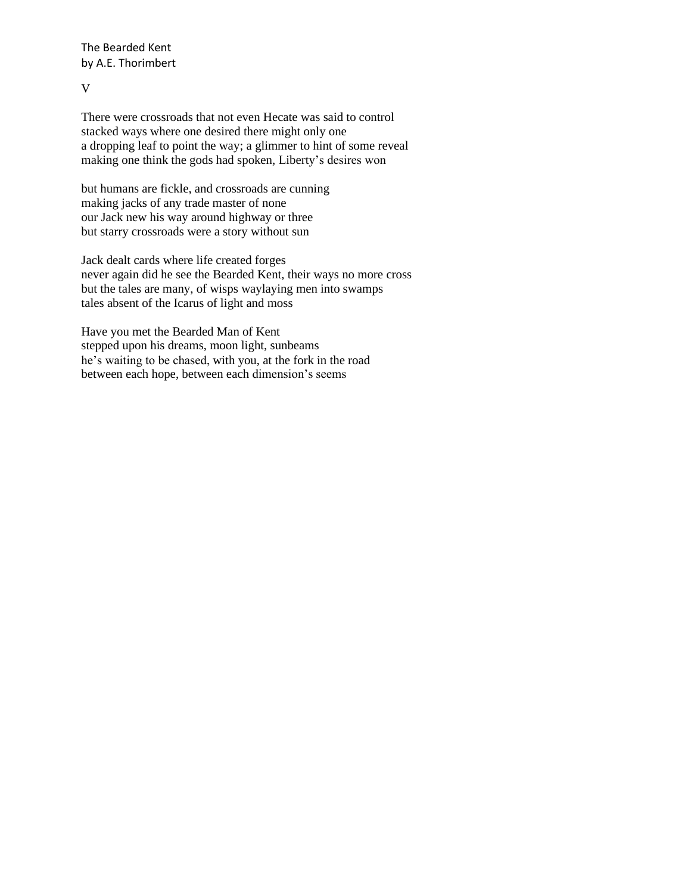The Bearded Kent
by A.E. Thorimbert

V

There were crossroads that not even Hecate was said to control
stacked ways where one desired there might only one
a dropping leaf to point the way; a glimmer to hint of some reveal
making one think the gods had spoken, Liberty's desires won

but humans are fickle, and crossroads are cunning
making jacks of any trade master of none
our Jack new his way around highway or three
but starry crossroads were a story without sun

Jack dealt cards where life created forges
never again did he see the Bearded Kent, their ways no more cross
but the tales are many, of wisps waylaying men into swamps
tales absent of the Icarus of light and moss

Have you met the Bearded Man of Kent
stepped upon his dreams, moon light, sunbeams
he's waiting to be chased, with you, at the fork in the road
between each hope, between each dimension's seems